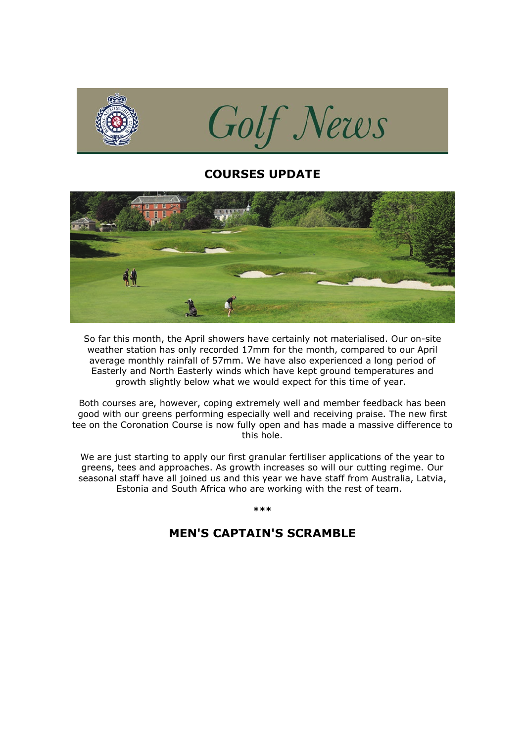# Golf News

## COURSES UPDATE

So far this month, the April showers have certainly not materialised. Our on-site weather station has only recorded 17mm for the month, compared to our April average monthly rainfall of 57mm. We have also experienced a long period of Easterly and North Easterly winds which have kept ground temperatures and growth slightly below what we would expect for this time of year.

Both courses are, however, coping extremely well and member feedback has been good with our greens performing especially well and receiving praise. The new first tee on the Coronation Course is now fully open and has made a massive difference to this hole.

We are just starting to apply our first granular fertiliser applications of the year to greens, tees and approaches. As growth increases so will our cutting regime. Our seasonal staff have all joined us and this year we have staff from Australia, Latvia, Estonia and South Africa who are working with the rest of team.

***

## MEN'S CAPTAIN'S SCRAMBLE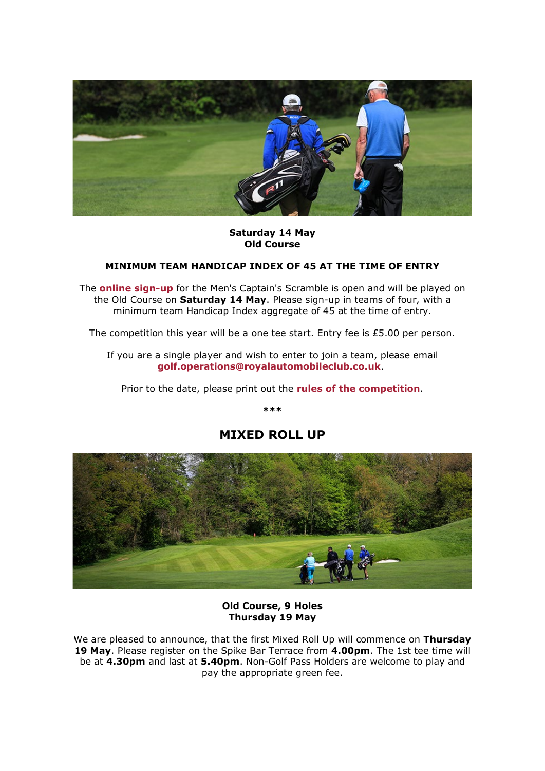**Saturday 14 May**
**Old Course**

**MINIMUM TEAM HANDICAP INDEX OF 45 AT THE TIME OF ENTRY**

The **online sign-up** for the Men's Captain's Scramble is open and will be played on the Old Course on **Saturday 14 May**. Please sign-up in teams of four, with a minimum team Handicap Index aggregate of 45 at the time of entry.

The competition this year will be a one tee start. Entry fee is £5.00 per person.

If you are a single player and wish to enter to join a team, please email **golf.operations@royalautomobileclub.co.uk**.

Prior to the date, please print out the **rules of the competition**.

***

## MIXED ROLL UP

**Old Course, 9 Holes**
**Thursday 19 May**

We are pleased to announce, that the first Mixed Roll Up will commence on **Thursday 19 May**. Please register on the Spike Bar Terrace from **4.00pm**. The 1st tee time will be at **4.30pm** and last at **5.40pm**. Non-Golf Pass Holders are welcome to play and pay the appropriate green fee.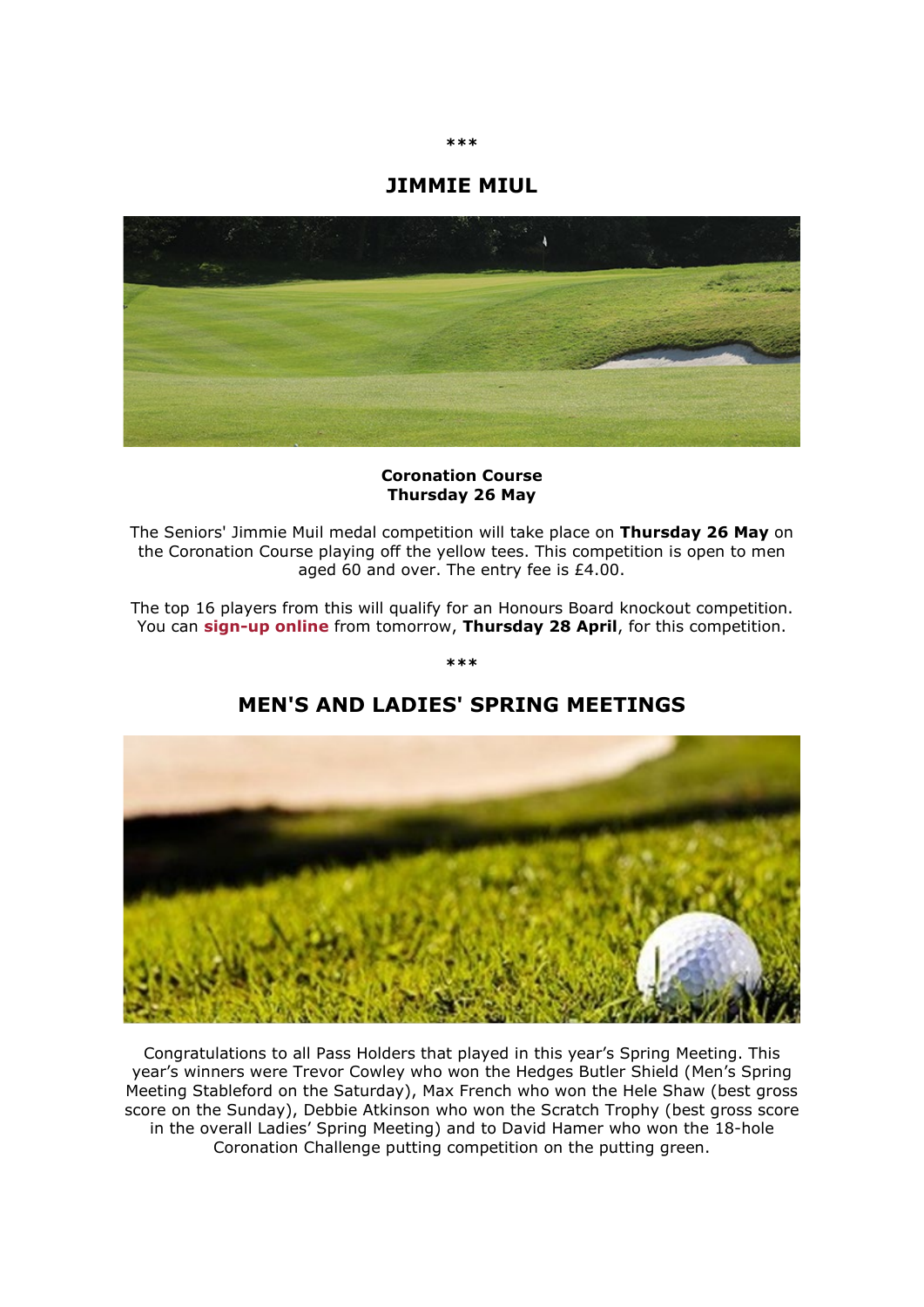\*\*\*

## JIMMIE MIUL

**Coronation Course**
**Thursday 26 May**

The Seniors' Jimmie Muil medal competition will take place on **Thursday 26 May** on the Coronation Course playing off the yellow tees. This competition is open to men aged 60 and over. The entry fee is £4.00.

The top 16 players from this will qualify for an Honours Board knockout competition. You can **sign-up online** from tomorrow, **Thursday 28 April**, for this competition.

\*\*\*

## MEN'S AND LADIES' SPRING MEETINGS

Congratulations to all Pass Holders that played in this year's Spring Meeting. This year's winners were Trevor Cowley who won the Hedges Butler Shield (Men's Spring Meeting Stableford on the Saturday), Max French who won the Hele Shaw (best gross score on the Sunday), Debbie Atkinson who won the Scratch Trophy (best gross score in the overall Ladies' Spring Meeting) and to David Hamer who won the 18-hole Coronation Challenge putting competition on the putting green.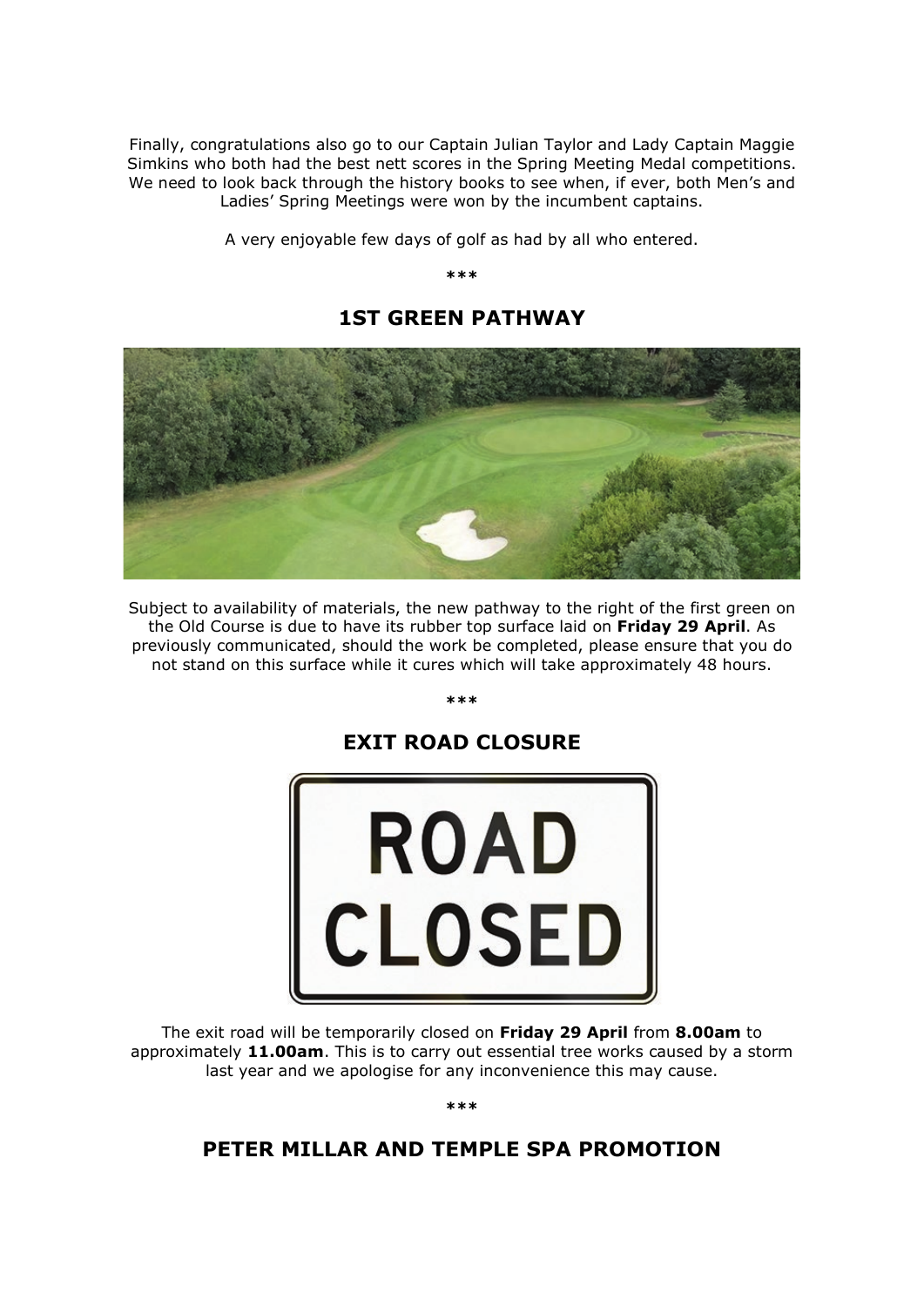Finally, congratulations also go to our Captain Julian Taylor and Lady Captain Maggie Simkins who both had the best nett scores in the Spring Meeting Medal competitions. We need to look back through the history books to see when, if ever, both Men's and Ladies' Spring Meetings were won by the incumbent captains.

A very enjoyable few days of golf as had by all who entered.

\*\*\*

## 1ST GREEN PATHWAY

Subject to availability of materials, the new pathway to the right of the first green on the Old Course is due to have its rubber top surface laid on **Friday 29 April**. As previously communicated, should the work be completed, please ensure that you do not stand on this surface while it cures which will take approximately 48 hours.

\*\*\*

## EXIT ROAD CLOSURE

The exit road will be temporarily closed on **Friday 29 April** from **8.00am** to approximately **11.00am**. This is to carry out essential tree works caused by a storm last year and we apologise for any inconvenience this may cause.

\*\*\*

## PETER MILLAR AND TEMPLE SPA PROMOTION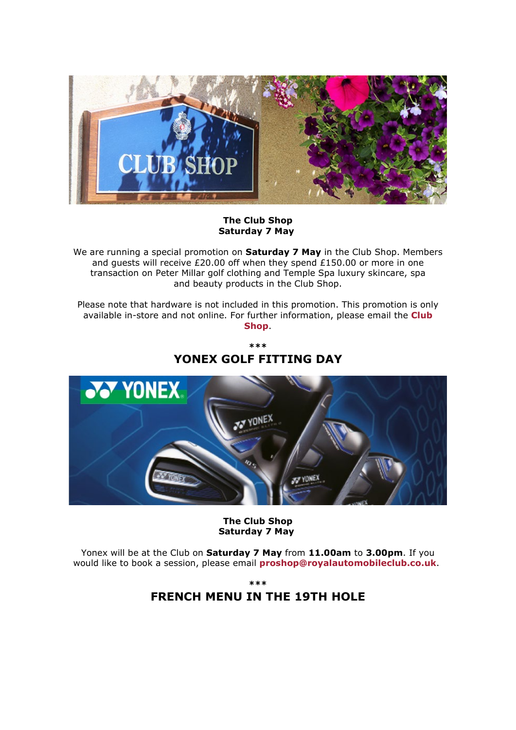**The Club Shop**
**Saturday 7 May**

We are running a special promotion on **Saturday 7 May** in the Club Shop. Members and guests will receive £20.00 off when they spend £150.00 or more in one transaction on Peter Millar golf clothing and Temple Spa luxury skincare, spa and beauty products in the Club Shop.

Please note that hardware is not included in this promotion. This promotion is only available in-store and not online. For further information, please email the **Club Shop**.

***

## YONEX GOLF FITTING DAY

**The Club Shop**
**Saturday 7 May**

Yonex will be at the Club on **Saturday 7 May** from **11.00am** to **3.00pm**. If you would like to book a session, please email **proshop@royalautomobileclub.co.uk**.

***

## FRENCH MENU IN THE 19TH HOLE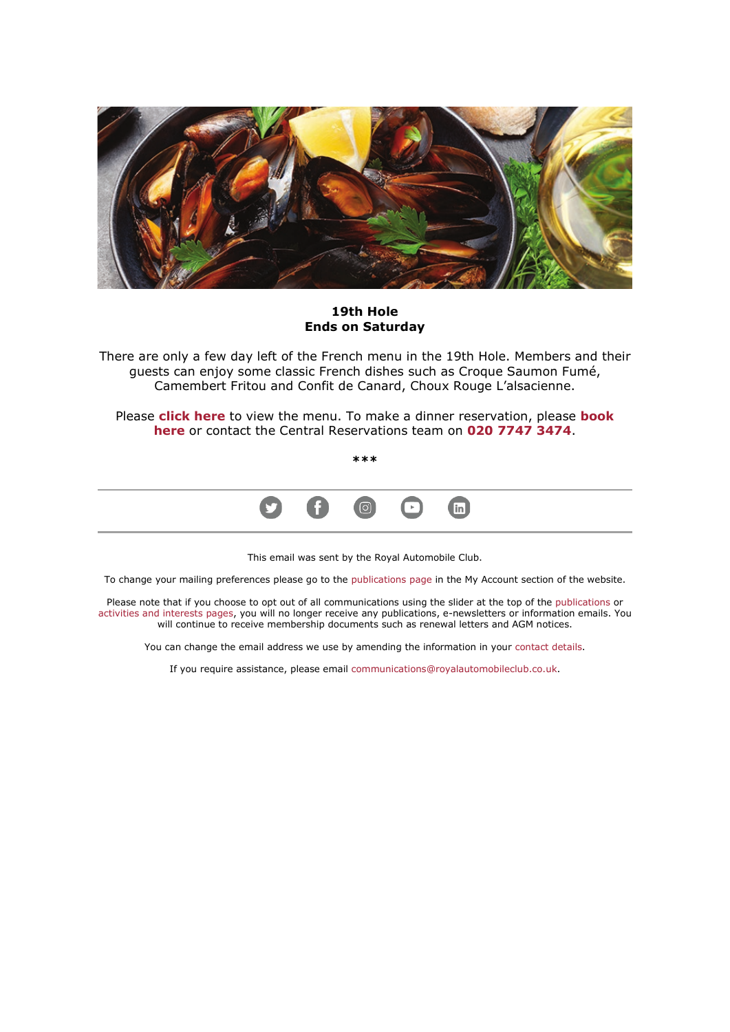**19th Hole**
**Ends on Saturday**

There are only a few day left of the French menu in the 19th Hole. Members and their guests can enjoy some classic French dishes such as Croque Saumon Fumé, Camembert Fritou and Confit de Canard, Choux Rouge L'alsacienne.

Please **click here** to view the menu. To make a dinner reservation, please **book here** or contact the Central Reservations team on **020 7747 3474**.

***

---

This email was sent by the Royal Automobile Club.

To change your mailing preferences please go to the publications page in the My Account section of the website.

Please note that if you choose to opt out of all communications using the slider at the top of the publications or activities and interests pages, you will no longer receive any publications, e-newsletters or information emails. You will continue to receive membership documents such as renewal letters and AGM notices.

You can change the email address we use by amending the information in your contact details.

If you require assistance, please email communications@royalautomobileclub.co.uk.